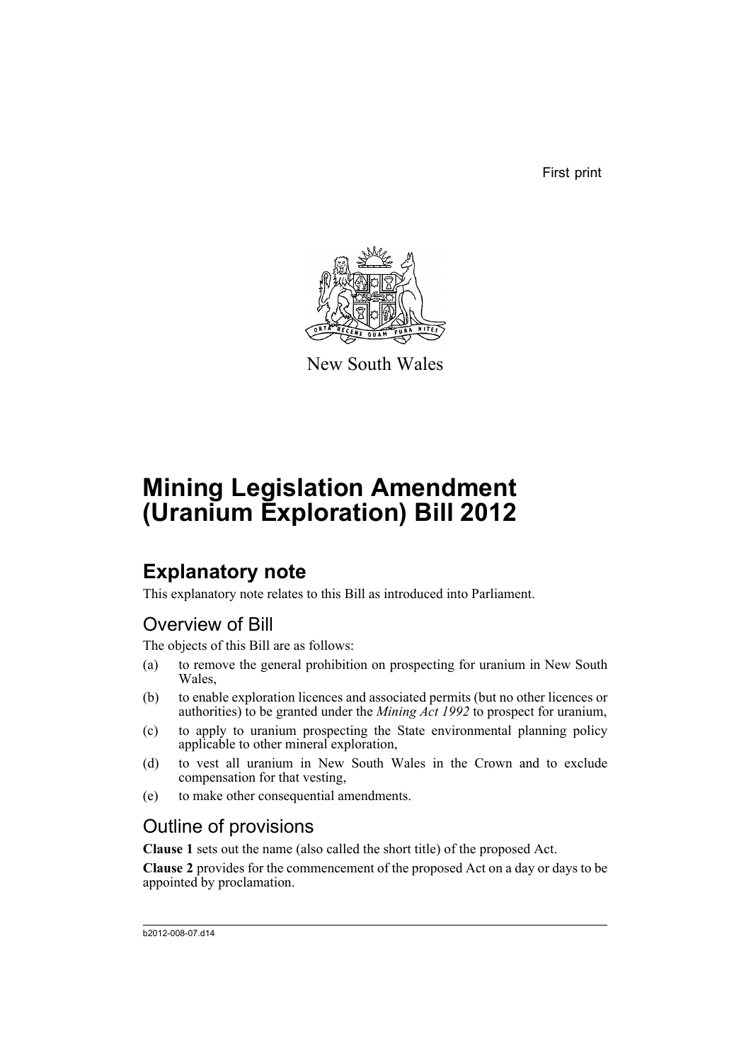First print

New South Wales

# Mining Legislation Amendment (Uranium Exploration) Bill 2012

## Explanatory note

This explanatory note relates to this Bill as introduced into Parliament.

### Overview of Bill

The objects of this Bill are as follows:

(a) to remove the general prohibition on prospecting for uranium in New South Wales,

(b) to enable exploration licences and associated permits (but no other licences or authorities) to be granted under the *Mining Act 1992* to prospect for uranium,

(c) to apply to uranium prospecting the State environmental planning policy applicable to other mineral exploration,

(d) to vest all uranium in New South Wales in the Crown and to exclude compensation for that vesting,

(e) to make other consequential amendments.

### Outline of provisions

**Clause 1** sets out the name (also called the short title) of the proposed Act.

**Clause 2** provides for the commencement of the proposed Act on a day or days to be appointed by proclamation.

b2012-008-07.d14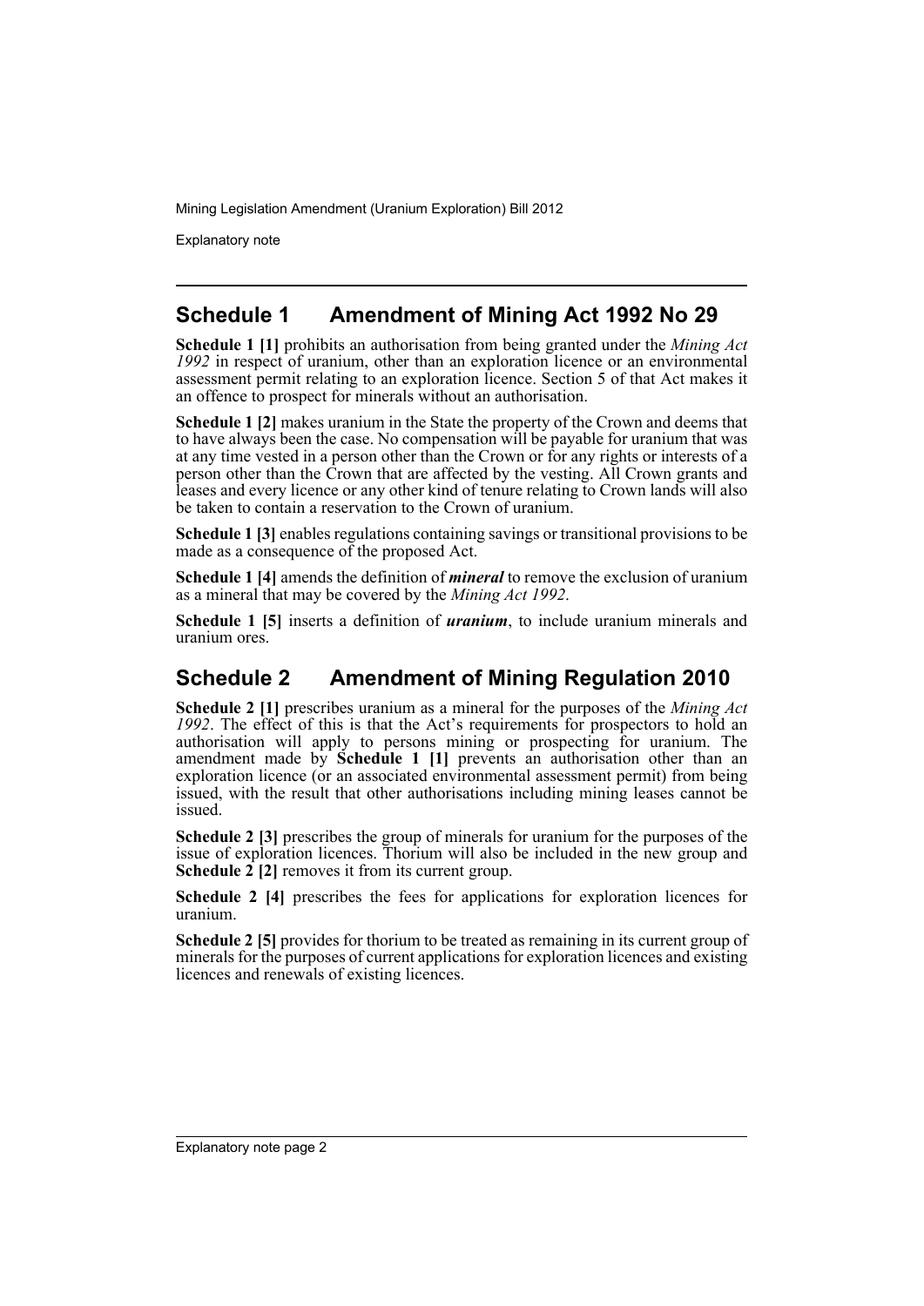## Schedule 1 Amendment of Mining Act 1992 No 29

**Schedule 1 [1]** prohibits an authorisation from being granted under the *Mining Act 1992* in respect of uranium, other than an exploration licence or an environmental assessment permit relating to an exploration licence. Section 5 of that Act makes it an offence to prospect for minerals without an authorisation.

**Schedule 1 [2]** makes uranium in the State the property of the Crown and deems that to have always been the case. No compensation will be payable for uranium that was at any time vested in a person other than the Crown or for any rights or interests of a person other than the Crown that are affected by the vesting. All Crown grants and leases and every licence or any other kind of tenure relating to Crown lands will also be taken to contain a reservation to the Crown of uranium.

**Schedule 1 [3]** enables regulations containing savings or transitional provisions to be made as a consequence of the proposed Act.

**Schedule 1 [4]** amends the definition of ***mineral*** to remove the exclusion of uranium as a mineral that may be covered by the *Mining Act 1992*.

**Schedule 1 [5]** inserts a definition of ***uranium***, to include uranium minerals and uranium ores.

## Schedule 2 Amendment of Mining Regulation 2010

**Schedule 2 [1]** prescribes uranium as a mineral for the purposes of the *Mining Act 1992*. The effect of this is that the Act's requirements for prospectors to hold an authorisation will apply to persons mining or prospecting for uranium. The amendment made by **Schedule 1 [1]** prevents an authorisation other than an exploration licence (or an associated environmental assessment permit) from being issued, with the result that other authorisations including mining leases cannot be issued.

**Schedule 2 [3]** prescribes the group of minerals for uranium for the purposes of the issue of exploration licences. Thorium will also be included in the new group and **Schedule 2 [2]** removes it from its current group.

**Schedule 2 [4]** prescribes the fees for applications for exploration licences for uranium.

**Schedule 2 [5]** provides for thorium to be treated as remaining in its current group of minerals for the purposes of current applications for exploration licences and existing licences and renewals of existing licences.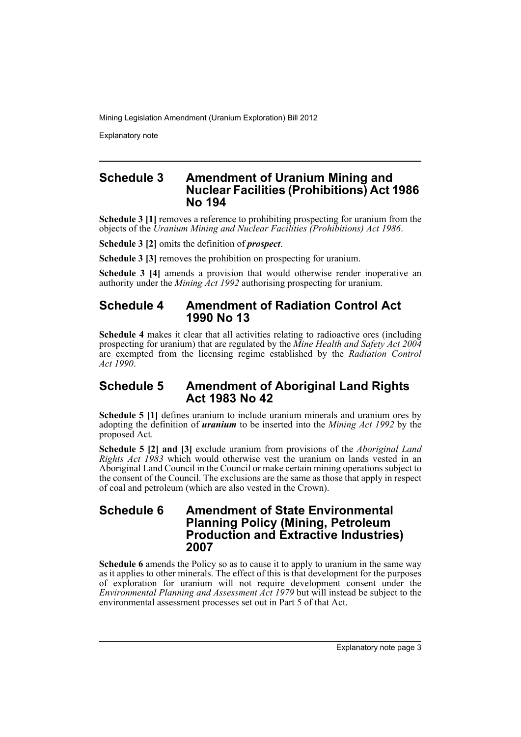## Schedule 3 Amendment of Uranium Mining and Nuclear Facilities (Prohibitions) Act 1986 No 194

**Schedule 3 [1]** removes a reference to prohibiting prospecting for uranium from the objects of the *Uranium Mining and Nuclear Facilities (Prohibitions) Act 1986*.

**Schedule 3 [2]** omits the definition of ***prospect***.

**Schedule 3 [3]** removes the prohibition on prospecting for uranium.

**Schedule 3 [4]** amends a provision that would otherwise render inoperative an authority under the *Mining Act 1992* authorising prospecting for uranium.

## Schedule 4 Amendment of Radiation Control Act 1990 No 13

**Schedule 4** makes it clear that all activities relating to radioactive ores (including prospecting for uranium) that are regulated by the *Mine Health and Safety Act 2004* are exempted from the licensing regime established by the *Radiation Control Act 1990*.

## Schedule 5 Amendment of Aboriginal Land Rights Act 1983 No 42

**Schedule 5 [1]** defines uranium to include uranium minerals and uranium ores by adopting the definition of ***uranium*** to be inserted into the *Mining Act 1992* by the proposed Act.

**Schedule 5 [2] and [3]** exclude uranium from provisions of the *Aboriginal Land Rights Act 1983* which would otherwise vest the uranium on lands vested in an Aboriginal Land Council in the Council or make certain mining operations subject to the consent of the Council. The exclusions are the same as those that apply in respect of coal and petroleum (which are also vested in the Crown).

## Schedule 6 Amendment of State Environmental Planning Policy (Mining, Petroleum Production and Extractive Industries) 2007

**Schedule 6** amends the Policy so as to cause it to apply to uranium in the same way as it applies to other minerals. The effect of this is that development for the purposes of exploration for uranium will not require development consent under the *Environmental Planning and Assessment Act 1979* but will instead be subject to the environmental assessment processes set out in Part 5 of that Act.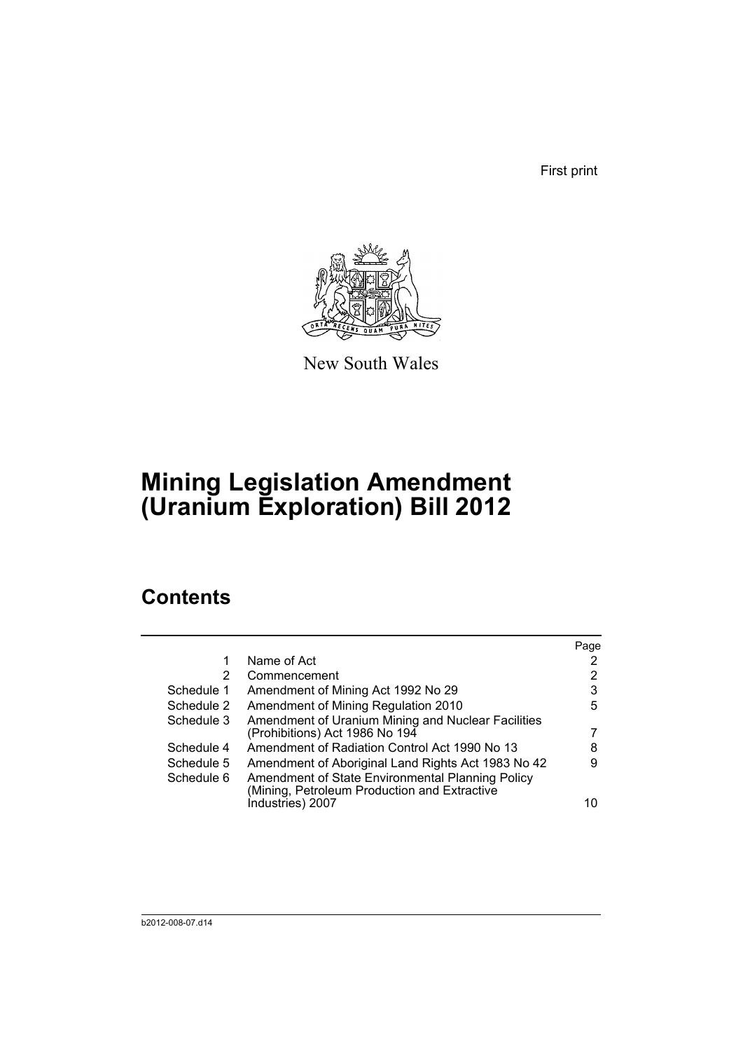First print

New South Wales

# Mining Legislation Amendment (Uranium Exploration) Bill 2012

## Contents

| | | Page |
|---|---|---|
| 1 | Name of Act | 2 |
| 2 | Commencement | 2 |
| Schedule 1 | Amendment of Mining Act 1992 No 29 | 3 |
| Schedule 2 | Amendment of Mining Regulation 2010 | 5 |
| Schedule 3 | Amendment of Uranium Mining and Nuclear Facilities (Prohibitions) Act 1986 No 194 | 7 |
| Schedule 4 | Amendment of Radiation Control Act 1990 No 13 | 8 |
| Schedule 5 | Amendment of Aboriginal Land Rights Act 1983 No 42 | 9 |
| Schedule 6 | Amendment of State Environmental Planning Policy (Mining, Petroleum Production and Extractive Industries) 2007 | 10 |

b2012-008-07.d14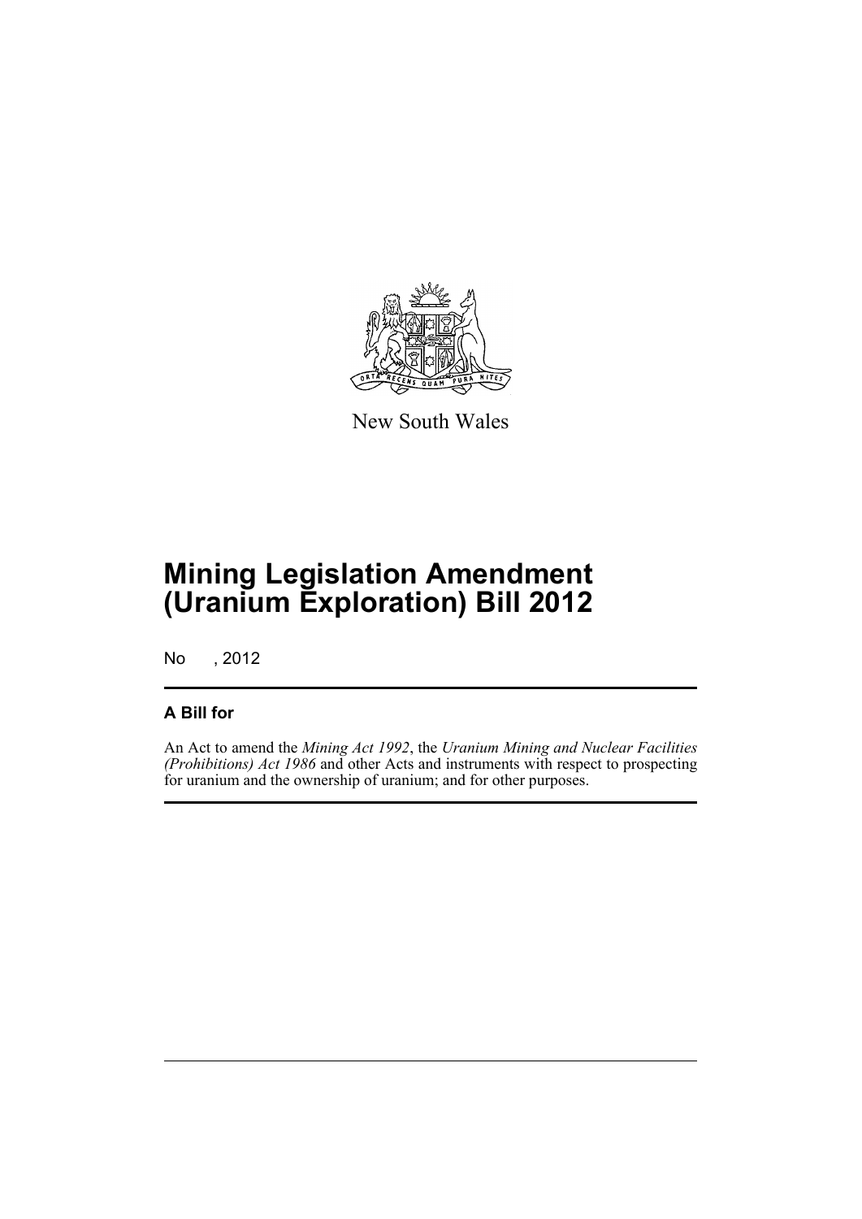New South Wales

# Mining Legislation Amendment (Uranium Exploration) Bill 2012

No , 2012

## A Bill for

An Act to amend the *Mining Act 1992*, the *Uranium Mining and Nuclear Facilities (Prohibitions) Act 1986* and other Acts and instruments with respect to prospecting for uranium and the ownership of uranium; and for other purposes.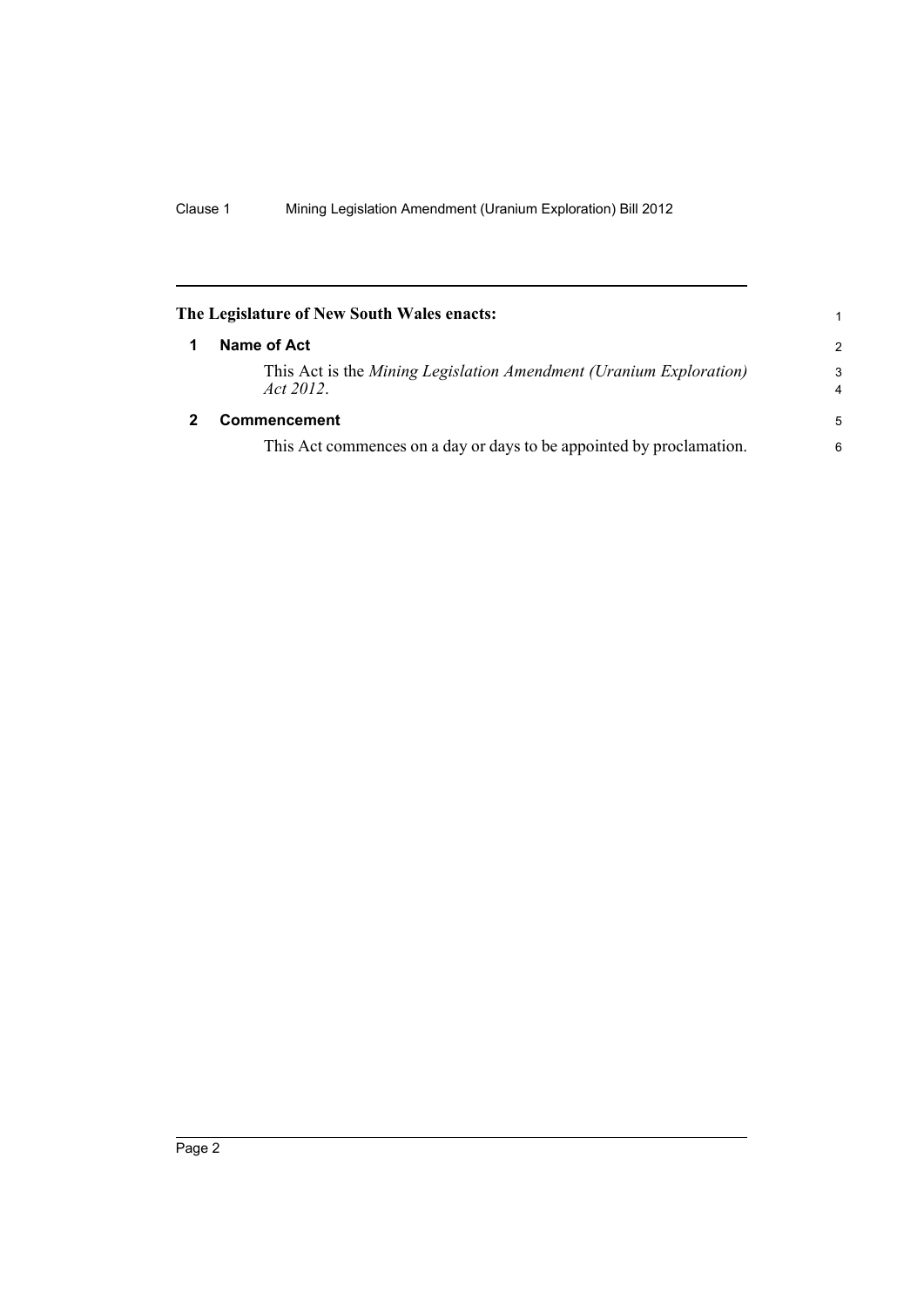**The Legislature of New South Wales enacts:**

## 1 Name of Act

This Act is the *Mining Legislation Amendment (Uranium Exploration) Act 2012*.

## 2 Commencement

This Act commences on a day or days to be appointed by proclamation.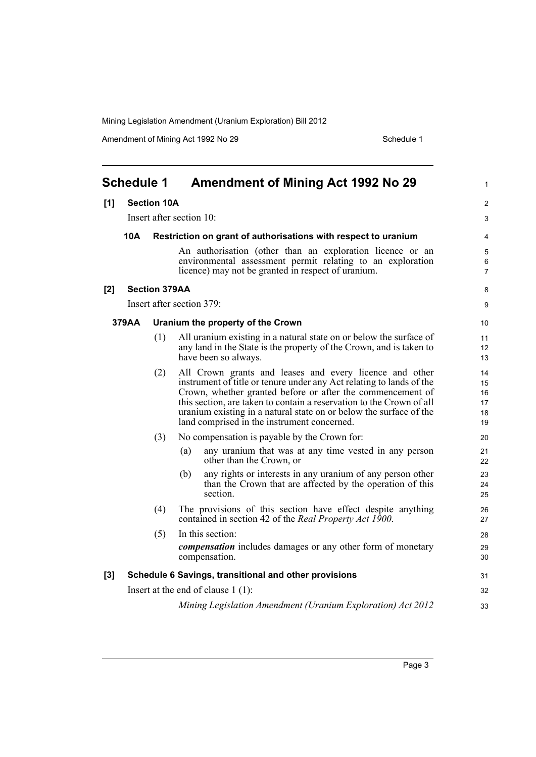# Schedule 1 Amendment of Mining Act 1992 No 29

**[1] Section 10A**

Insert after section 10:

**10A Restriction on grant of authorisations with respect to uranium**

An authorisation (other than an exploration licence or an environmental assessment permit relating to an exploration licence) may not be granted in respect of uranium.

**[2] Section 379AA**

Insert after section 379:

**379AA Uranium the property of the Crown**

(1) All uranium existing in a natural state on or below the surface of any land in the State is the property of the Crown, and is taken to have been so always.

(2) All Crown grants and leases and every licence and other instrument of title or tenure under any Act relating to lands of the Crown, whether granted before or after the commencement of this section, are taken to contain a reservation to the Crown of all uranium existing in a natural state on or below the surface of the land comprised in the instrument concerned.

(3) No compensation is payable by the Crown for:

(a) any uranium that was at any time vested in any person other than the Crown, or

(b) any rights or interests in any uranium of any person other than the Crown that are affected by the operation of this section.

(4) The provisions of this section have effect despite anything contained in section 42 of the *Real Property Act 1900*.

(5) In this section:

***compensation*** includes damages or any other form of monetary compensation.

**[3] Schedule 6 Savings, transitional and other provisions**

Insert at the end of clause 1 (1):

*Mining Legislation Amendment (Uranium Exploration) Act 2012*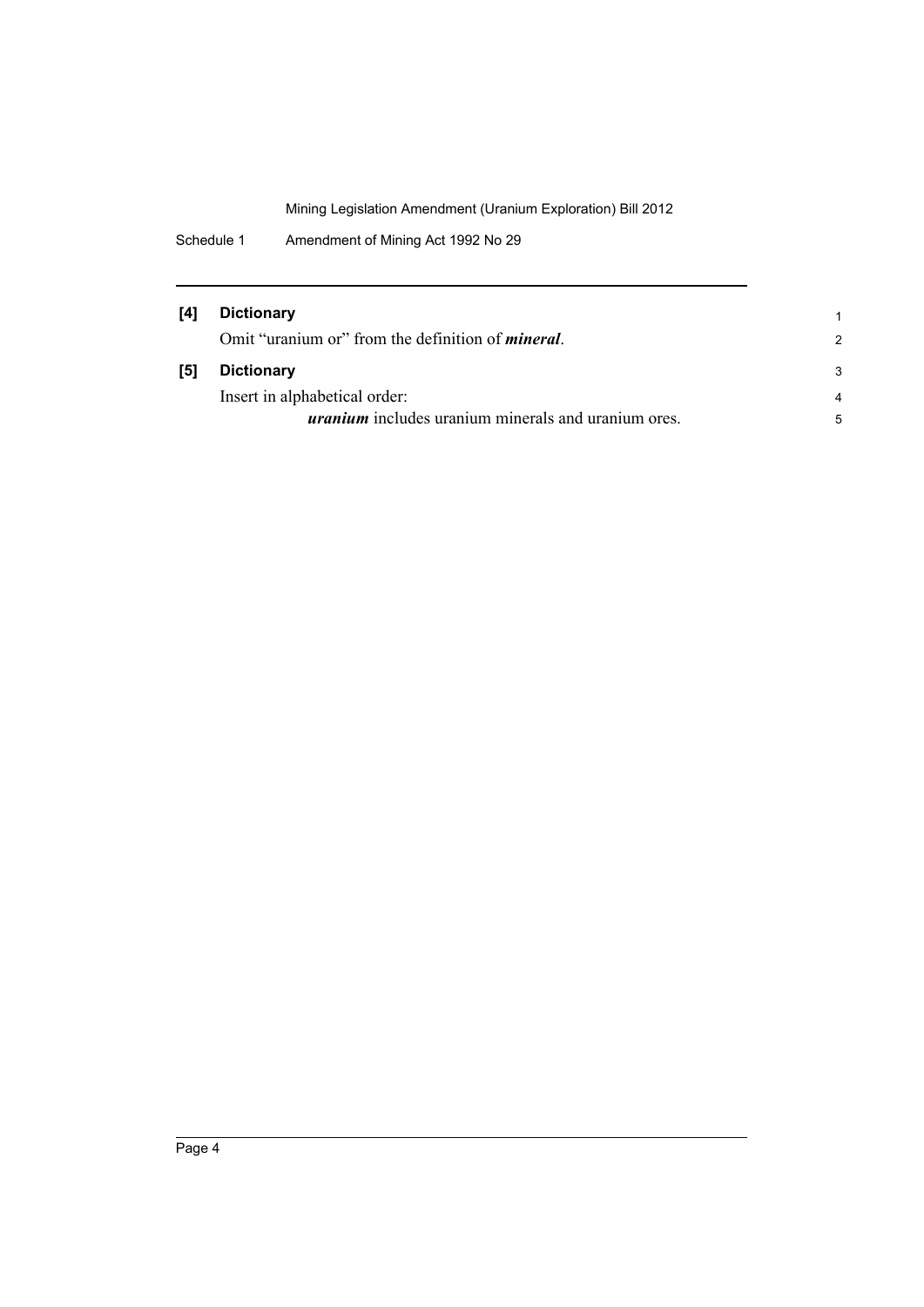**[4] Dictionary**

Omit "uranium or" from the definition of ***mineral***.

**[5] Dictionary**

Insert in alphabetical order:

***uranium*** includes uranium minerals and uranium ores.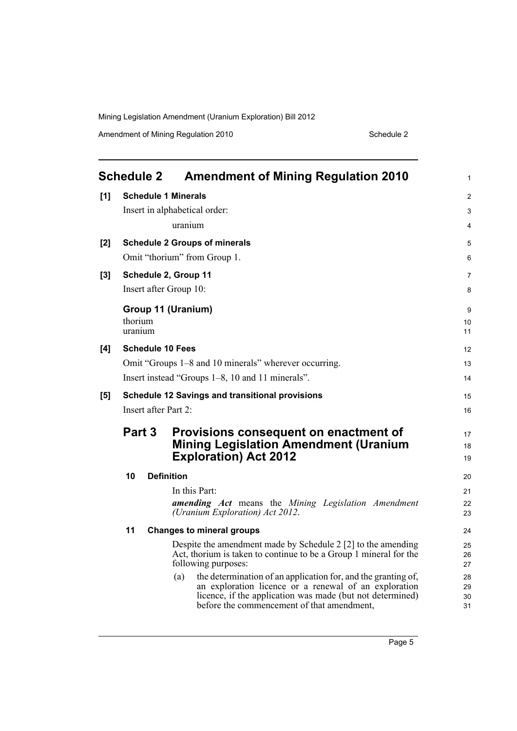# Schedule 2 Amendment of Mining Regulation 2010

**[1] Schedule 1 Minerals**

Insert in alphabetical order:

uranium

**[2] Schedule 2 Groups of minerals**

Omit "thorium" from Group 1.

**[3] Schedule 2, Group 11**

Insert after Group 10:

**Group 11 (Uranium)**

thorium
uranium

**[4] Schedule 10 Fees**

Omit "Groups 1–8 and 10 minerals" wherever occurring.

Insert instead "Groups 1–8, 10 and 11 minerals".

**[5] Schedule 12 Savings and transitional provisions**

Insert after Part 2:

## Part 3 Provisions consequent on enactment of Mining Legislation Amendment (Uranium Exploration) Act 2012

### 10 Definition

In this Part:

***amending Act*** means the *Mining Legislation Amendment (Uranium Exploration) Act 2012*.

### 11 Changes to mineral groups

Despite the amendment made by Schedule 2 [2] to the amending Act, thorium is taken to continue to be a Group 1 mineral for the following purposes:

(a) the determination of an application for, and the granting of, an exploration licence or a renewal of an exploration licence, if the application was made (but not determined) before the commencement of that amendment,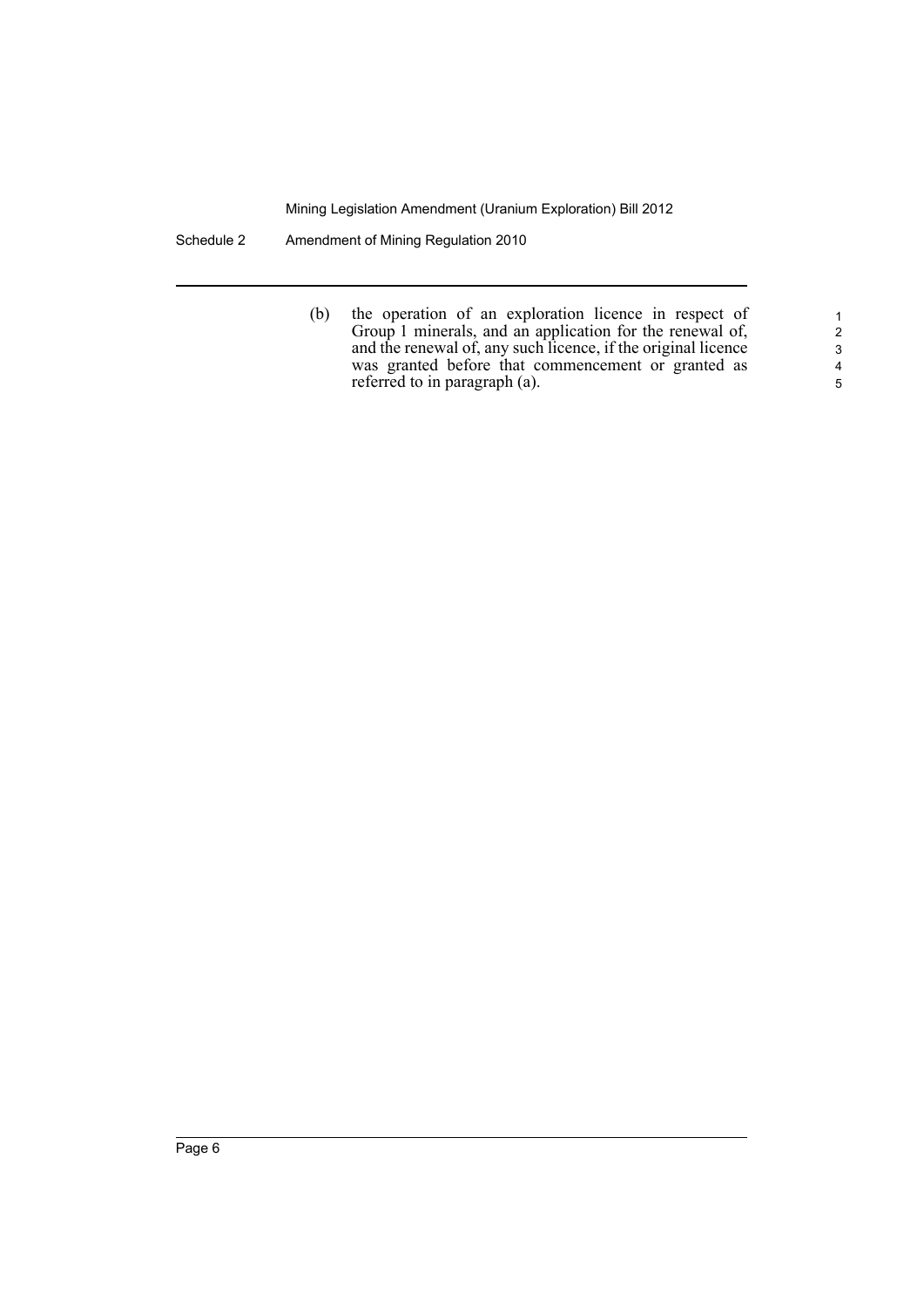(b) the operation of an exploration licence in respect of Group 1 minerals, and an application for the renewal of, and the renewal of, any such licence, if the original licence was granted before that commencement or granted as referred to in paragraph (a).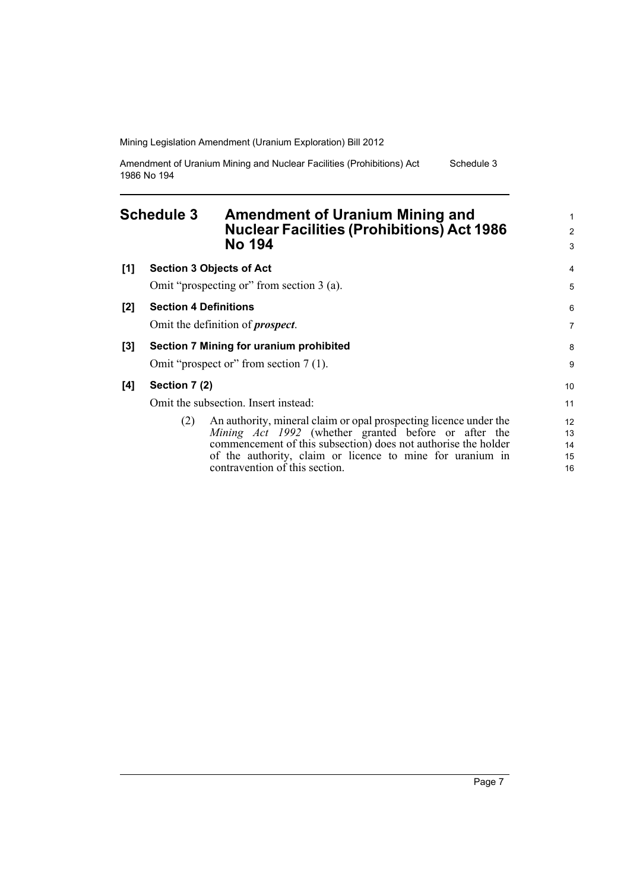# Schedule 3 Amendment of Uranium Mining and Nuclear Facilities (Prohibitions) Act 1986 No 194

**[1] Section 3 Objects of Act**

Omit "prospecting or" from section 3 (a).

**[2] Section 4 Definitions**

Omit the definition of ***prospect***.

**[3] Section 7 Mining for uranium prohibited**

Omit "prospect or" from section 7 (1).

**[4] Section 7 (2)**

Omit the subsection. Insert instead:

> (2) An authority, mineral claim or opal prospecting licence under the *Mining Act 1992* (whether granted before or after the commencement of this subsection) does not authorise the holder of the authority, claim or licence to mine for uranium in contravention of this section.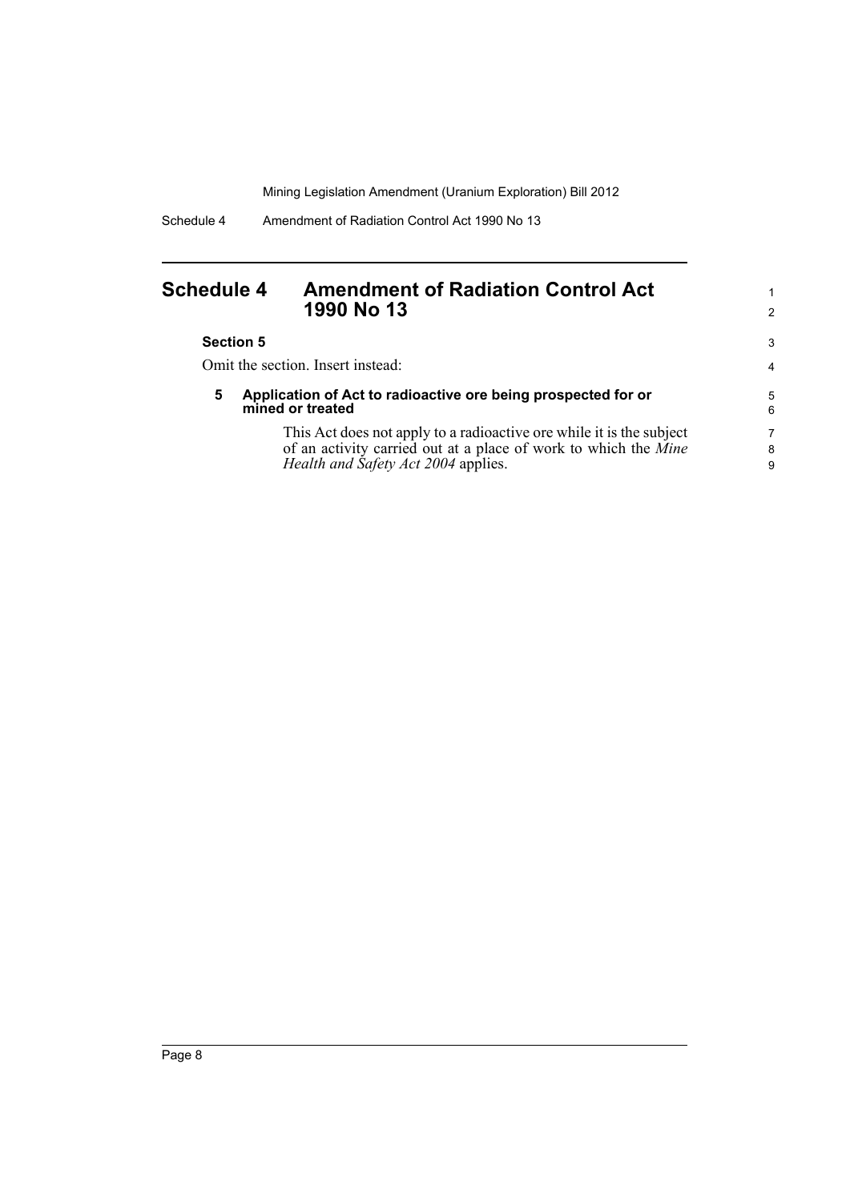# Schedule 4 Amendment of Radiation Control Act 1990 No 13

**Section 5**

Omit the section. Insert instead:

**5 Application of Act to radioactive ore being prospected for or mined or treated**

This Act does not apply to a radioactive ore while it is the subject of an activity carried out at a place of work to which the *Mine Health and Safety Act 2004* applies.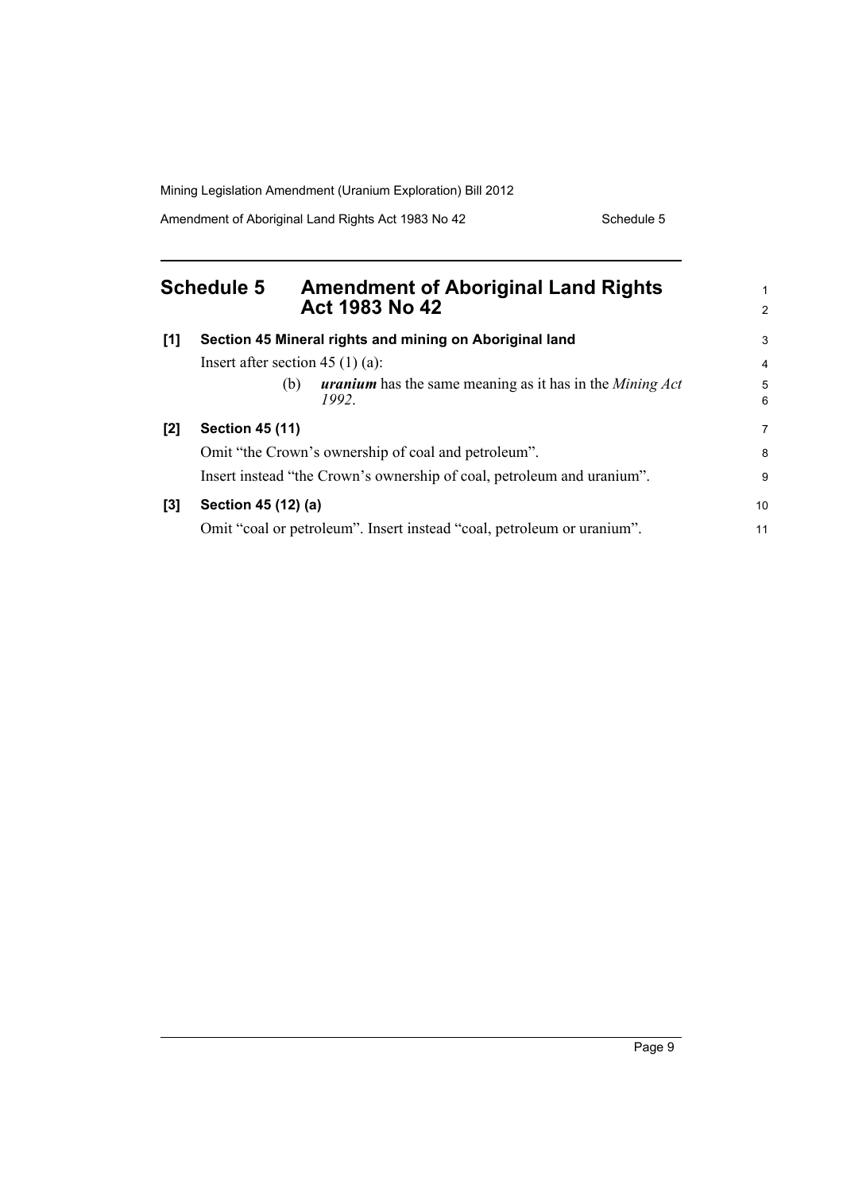## Schedule 5 Amendment of Aboriginal Land Rights Act 1983 No 42

**[1] Section 45 Mineral rights and mining on Aboriginal land**

Insert after section 45 (1) (a):

(b) ***uranium*** has the same meaning as it has in the *Mining Act 1992*.

**[2] Section 45 (11)**

Omit "the Crown's ownership of coal and petroleum".

Insert instead "the Crown's ownership of coal, petroleum and uranium".

**[3] Section 45 (12) (a)**

Omit "coal or petroleum". Insert instead "coal, petroleum or uranium".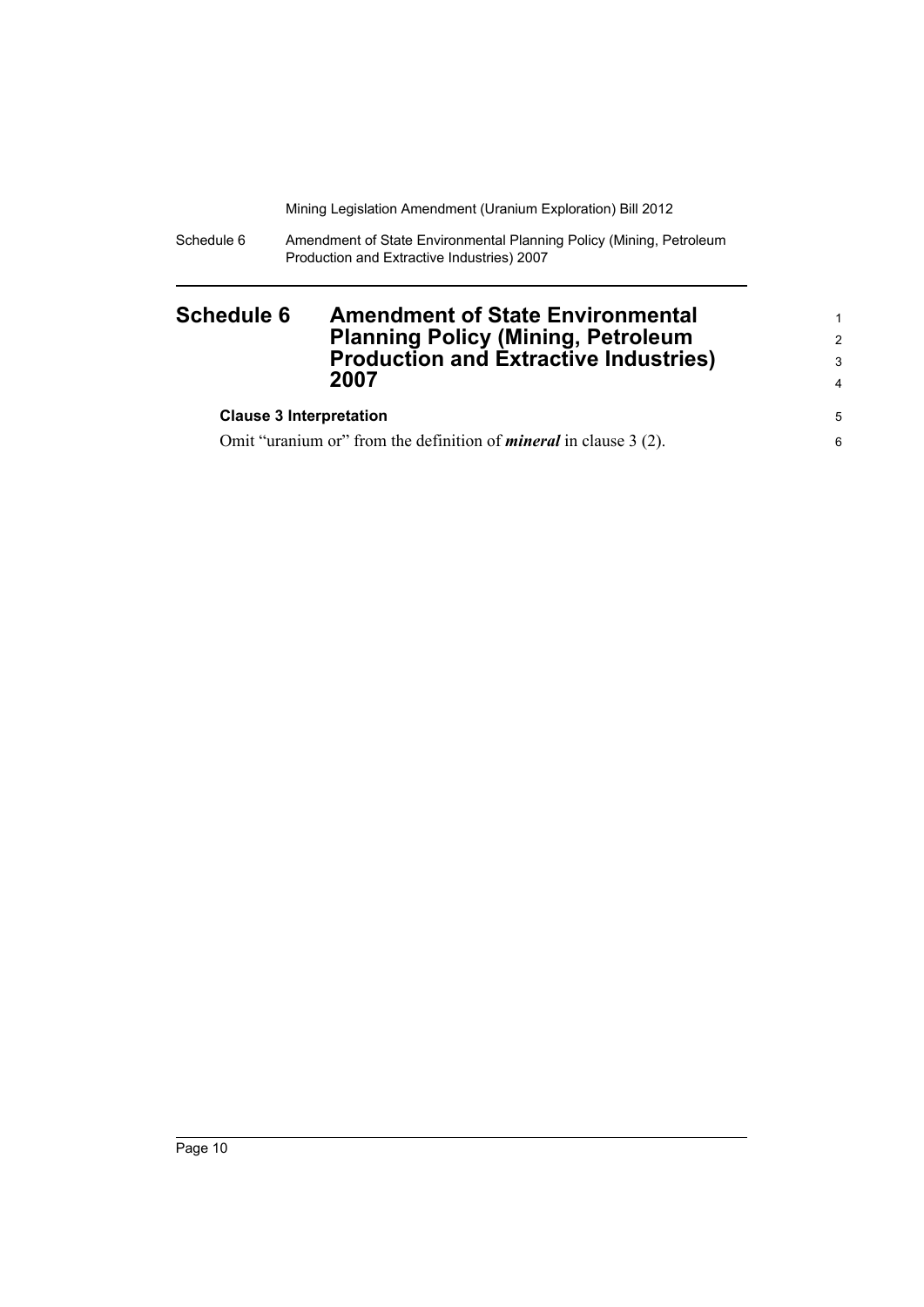# Schedule 6 Amendment of State Environmental Planning Policy (Mining, Petroleum Production and Extractive Industries) 2007

### Clause 3 Interpretation

Omit "uranium or" from the definition of ***mineral*** in clause 3 (2).